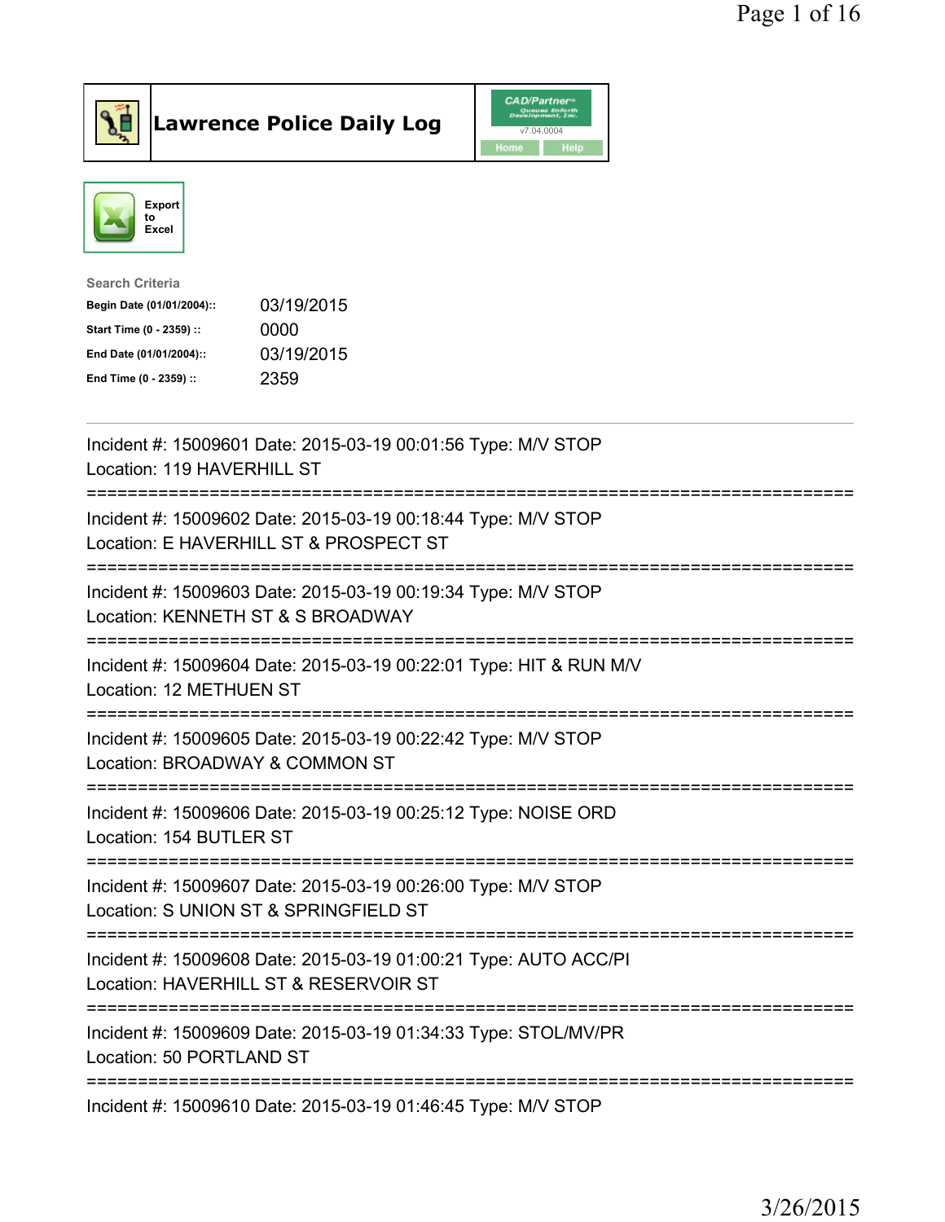# Lawrence Police Daily Log

Export to Excel

**Search Criteria**

| | |
|---|---|
| **Begin Date (01/01/2004)::** | 03/19/2015 |
| **Start Time (0 - 2359) ::** | 0000 |
| **End Date (01/01/2004)::** | 03/19/2015 |
| **End Time (0 - 2359) ::** | 2359 |

---

Incident #: 15009601 Date: 2015-03-19 00:01:56 Type: M/V STOP
Location: 119 HAVERHILL ST

===========================================================================

Incident #: 15009602 Date: 2015-03-19 00:18:44 Type: M/V STOP
Location: E HAVERHILL ST & PROSPECT ST

===========================================================================

Incident #: 15009603 Date: 2015-03-19 00:19:34 Type: M/V STOP
Location: KENNETH ST & S BROADWAY

===========================================================================

Incident #: 15009604 Date: 2015-03-19 00:22:01 Type: HIT & RUN M/V
Location: 12 METHUEN ST

===========================================================================

Incident #: 15009605 Date: 2015-03-19 00:22:42 Type: M/V STOP
Location: BROADWAY & COMMON ST

===========================================================================

Incident #: 15009606 Date: 2015-03-19 00:25:12 Type: NOISE ORD
Location: 154 BUTLER ST

===========================================================================

Incident #: 15009607 Date: 2015-03-19 00:26:00 Type: M/V STOP
Location: S UNION ST & SPRINGFIELD ST

===========================================================================

Incident #: 15009608 Date: 2015-03-19 01:00:21 Type: AUTO ACC/PI
Location: HAVERHILL ST & RESERVOIR ST

===========================================================================

Incident #: 15009609 Date: 2015-03-19 01:34:33 Type: STOL/MV/PR
Location: 50 PORTLAND ST

===========================================================================

Incident #: 15009610 Date: 2015-03-19 01:46:45 Type: M/V STOP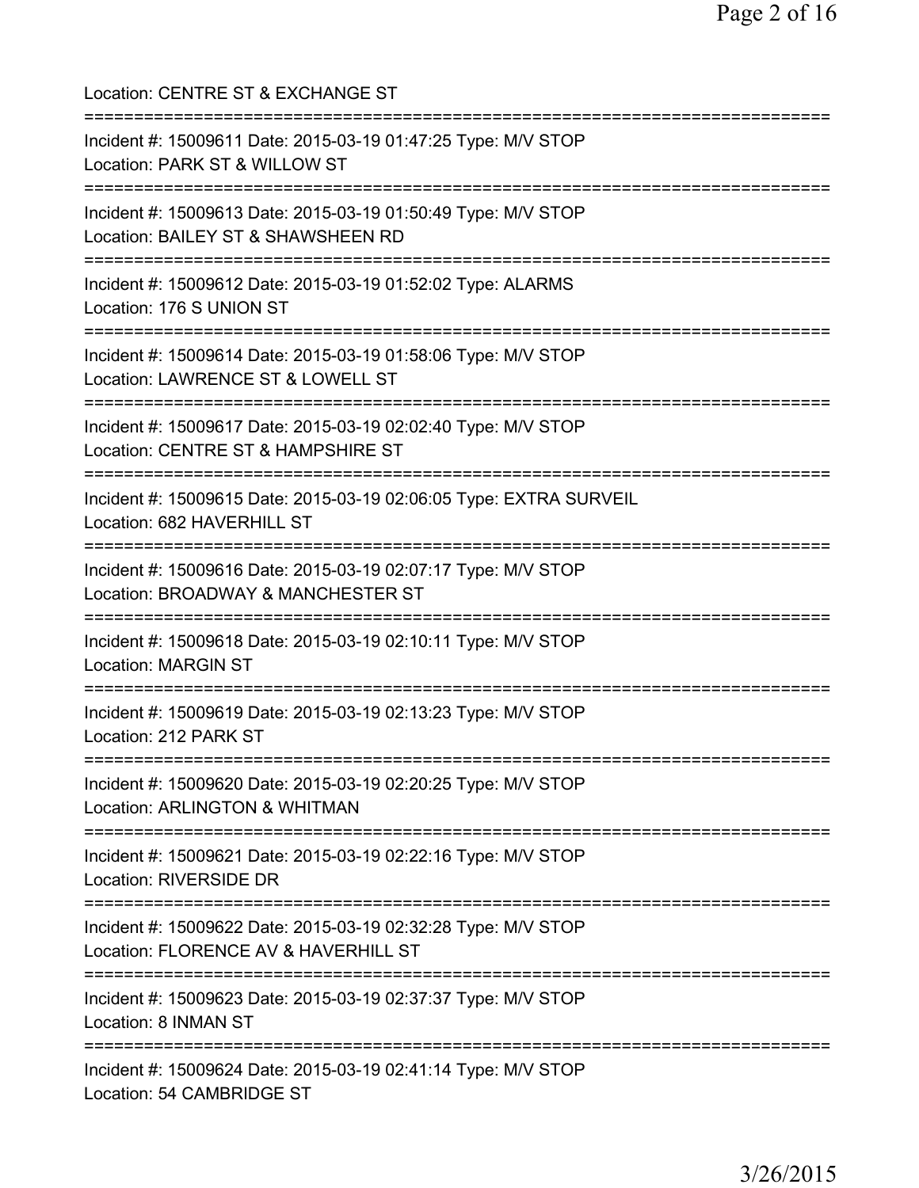Location: CENTRE ST & EXCHANGE ST

===========================================================================

Incident #: 15009611 Date: 2015-03-19 01:47:25 Type: M/V STOP
Location: PARK ST & WILLOW ST

===========================================================================

Incident #: 15009613 Date: 2015-03-19 01:50:49 Type: M/V STOP
Location: BAILEY ST & SHAWSHEEN RD

===========================================================================

Incident #: 15009612 Date: 2015-03-19 01:52:02 Type: ALARMS
Location: 176 S UNION ST

===========================================================================

Incident #: 15009614 Date: 2015-03-19 01:58:06 Type: M/V STOP
Location: LAWRENCE ST & LOWELL ST

===========================================================================

Incident #: 15009617 Date: 2015-03-19 02:02:40 Type: M/V STOP
Location: CENTRE ST & HAMPSHIRE ST

===========================================================================

Incident #: 15009615 Date: 2015-03-19 02:06:05 Type: EXTRA SURVEIL
Location: 682 HAVERHILL ST

===========================================================================

Incident #: 15009616 Date: 2015-03-19 02:07:17 Type: M/V STOP
Location: BROADWAY & MANCHESTER ST

===========================================================================

Incident #: 15009618 Date: 2015-03-19 02:10:11 Type: M/V STOP
Location: MARGIN ST

===========================================================================

Incident #: 15009619 Date: 2015-03-19 02:13:23 Type: M/V STOP
Location: 212 PARK ST

===========================================================================

Incident #: 15009620 Date: 2015-03-19 02:20:25 Type: M/V STOP
Location: ARLINGTON & WHITMAN

===========================================================================

Incident #: 15009621 Date: 2015-03-19 02:22:16 Type: M/V STOP
Location: RIVERSIDE DR

===========================================================================

Incident #: 15009622 Date: 2015-03-19 02:32:28 Type: M/V STOP
Location: FLORENCE AV & HAVERHILL ST

===========================================================================

Incident #: 15009623 Date: 2015-03-19 02:37:37 Type: M/V STOP
Location: 8 INMAN ST

===========================================================================

Incident #: 15009624 Date: 2015-03-19 02:41:14 Type: M/V STOP
Location: 54 CAMBRIDGE ST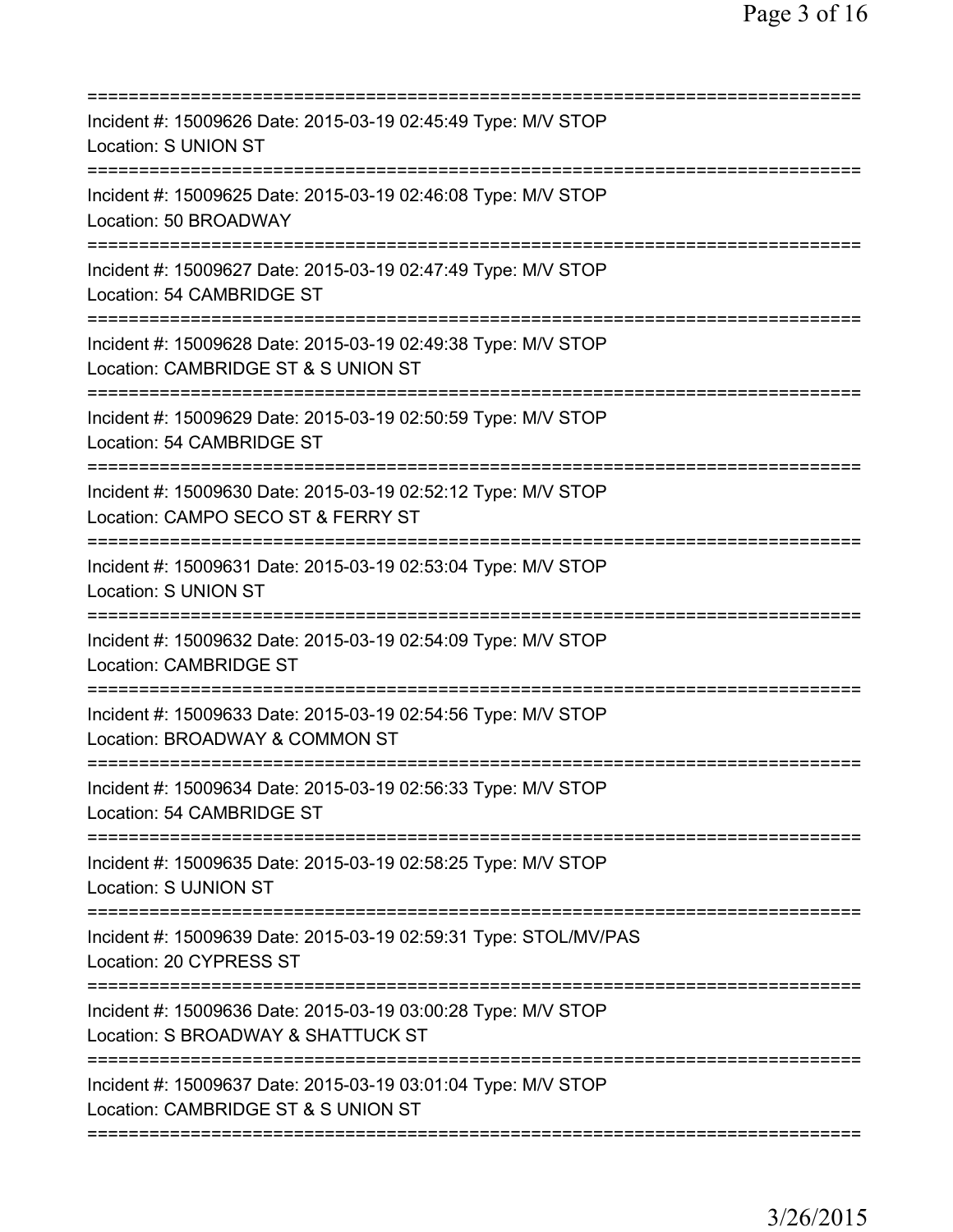==============================================================================
Incident #: 15009626 Date: 2015-03-19 02:45:49 Type: M/V STOP
Location: S UNION ST
==============================================================================
Incident #: 15009625 Date: 2015-03-19 02:46:08 Type: M/V STOP
Location: 50 BROADWAY
==============================================================================
Incident #: 15009627 Date: 2015-03-19 02:47:49 Type: M/V STOP
Location: 54 CAMBRIDGE ST
==============================================================================
Incident #: 15009628 Date: 2015-03-19 02:49:38 Type: M/V STOP
Location: CAMBRIDGE ST & S UNION ST
==============================================================================
Incident #: 15009629 Date: 2015-03-19 02:50:59 Type: M/V STOP
Location: 54 CAMBRIDGE ST
==============================================================================
Incident #: 15009630 Date: 2015-03-19 02:52:12 Type: M/V STOP
Location: CAMPO SECO ST & FERRY ST
==============================================================================
Incident #: 15009631 Date: 2015-03-19 02:53:04 Type: M/V STOP
Location: S UNION ST
==============================================================================
Incident #: 15009632 Date: 2015-03-19 02:54:09 Type: M/V STOP
Location: CAMBRIDGE ST
==============================================================================
Incident #: 15009633 Date: 2015-03-19 02:54:56 Type: M/V STOP
Location: BROADWAY & COMMON ST
==============================================================================
Incident #: 15009634 Date: 2015-03-19 02:56:33 Type: M/V STOP
Location: 54 CAMBRIDGE ST
==============================================================================
Incident #: 15009635 Date: 2015-03-19 02:58:25 Type: M/V STOP
Location: S UJNION ST
==============================================================================
Incident #: 15009639 Date: 2015-03-19 02:59:31 Type: STOL/MV/PAS
Location: 20 CYPRESS ST
==============================================================================
Incident #: 15009636 Date: 2015-03-19 03:00:28 Type: M/V STOP
Location: S BROADWAY & SHATTUCK ST
==============================================================================
Incident #: 15009637 Date: 2015-03-19 03:01:04 Type: M/V STOP
Location: CAMBRIDGE ST & S UNION ST
==============================================================================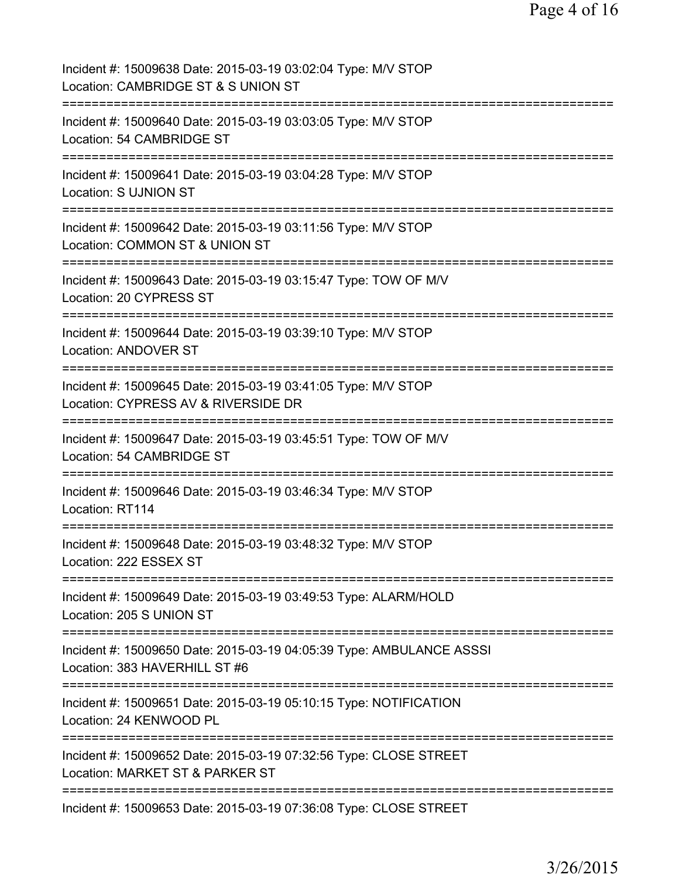Incident #: 15009638 Date: 2015-03-19 03:02:04 Type: M/V STOP
Location: CAMBRIDGE ST & S UNION ST
===========================================================================
Incident #: 15009640 Date: 2015-03-19 03:03:05 Type: M/V STOP
Location: 54 CAMBRIDGE ST
===========================================================================
Incident #: 15009641 Date: 2015-03-19 03:04:28 Type: M/V STOP
Location: S UJNION ST
===========================================================================
Incident #: 15009642 Date: 2015-03-19 03:11:56 Type: M/V STOP
Location: COMMON ST & UNION ST
===========================================================================
Incident #: 15009643 Date: 2015-03-19 03:15:47 Type: TOW OF M/V
Location: 20 CYPRESS ST
===========================================================================
Incident #: 15009644 Date: 2015-03-19 03:39:10 Type: M/V STOP
Location: ANDOVER ST
===========================================================================
Incident #: 15009645 Date: 2015-03-19 03:41:05 Type: M/V STOP
Location: CYPRESS AV & RIVERSIDE DR
===========================================================================
Incident #: 15009647 Date: 2015-03-19 03:45:51 Type: TOW OF M/V
Location: 54 CAMBRIDGE ST
===========================================================================
Incident #: 15009646 Date: 2015-03-19 03:46:34 Type: M/V STOP
Location: RT114
===========================================================================
Incident #: 15009648 Date: 2015-03-19 03:48:32 Type: M/V STOP
Location: 222 ESSEX ST
===========================================================================
Incident #: 15009649 Date: 2015-03-19 03:49:53 Type: ALARM/HOLD
Location: 205 S UNION ST
===========================================================================
Incident #: 15009650 Date: 2015-03-19 04:05:39 Type: AMBULANCE ASSSI
Location: 383 HAVERHILL ST #6
===========================================================================
Incident #: 15009651 Date: 2015-03-19 05:10:15 Type: NOTIFICATION
Location: 24 KENWOOD PL
===========================================================================
Incident #: 15009652 Date: 2015-03-19 07:32:56 Type: CLOSE STREET
Location: MARKET ST & PARKER ST
===========================================================================
Incident #: 15009653 Date: 2015-03-19 07:36:08 Type: CLOSE STREET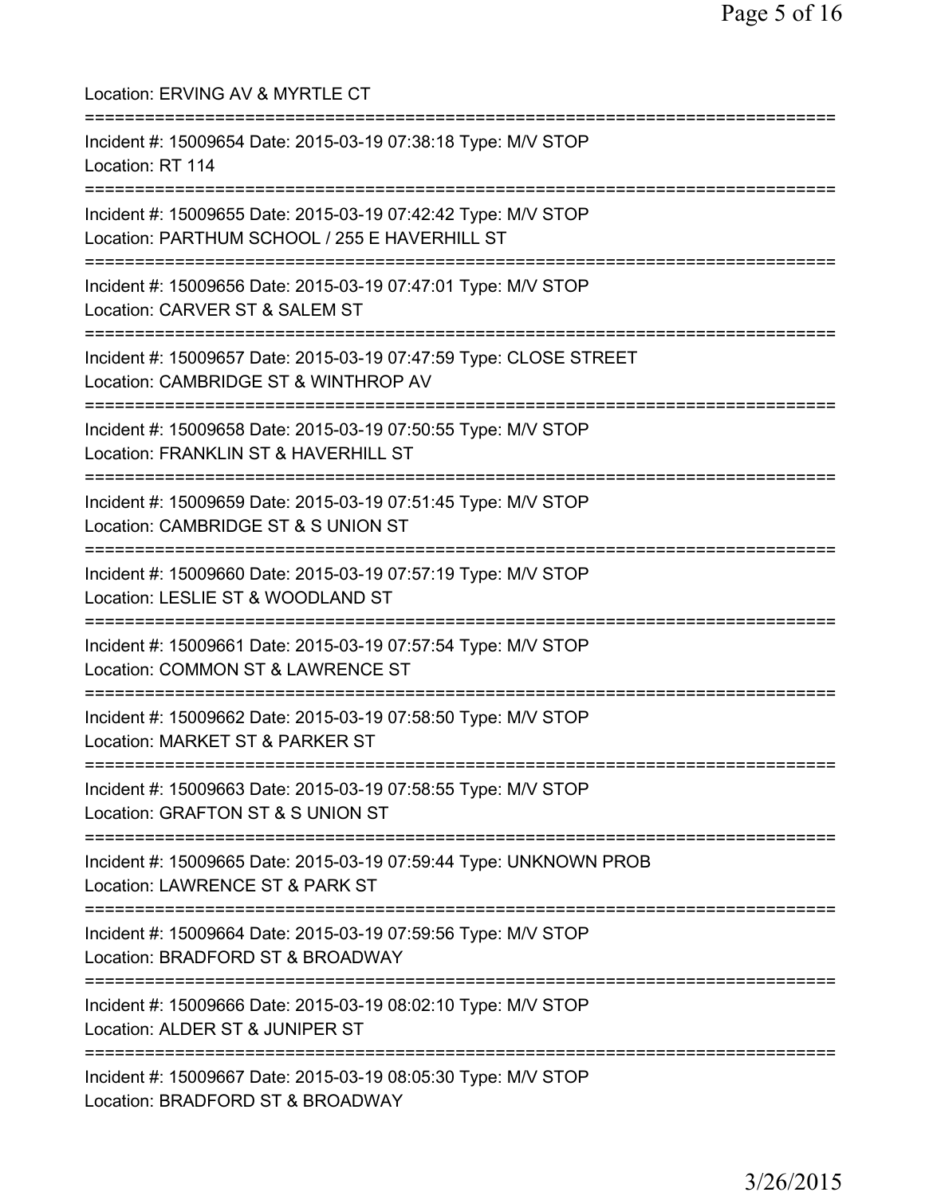Location: ERVING AV & MYRTLE CT

===========================================================================

Incident #: 15009654 Date: 2015-03-19 07:38:18 Type: M/V STOP
Location: RT 114

===========================================================================

Incident #: 15009655 Date: 2015-03-19 07:42:42 Type: M/V STOP
Location: PARTHUM SCHOOL / 255 E HAVERHILL ST

===========================================================================

Incident #: 15009656 Date: 2015-03-19 07:47:01 Type: M/V STOP
Location: CARVER ST & SALEM ST

===========================================================================

Incident #: 15009657 Date: 2015-03-19 07:47:59 Type: CLOSE STREET
Location: CAMBRIDGE ST & WINTHROP AV

===========================================================================

Incident #: 15009658 Date: 2015-03-19 07:50:55 Type: M/V STOP
Location: FRANKLIN ST & HAVERHILL ST

===========================================================================

Incident #: 15009659 Date: 2015-03-19 07:51:45 Type: M/V STOP
Location: CAMBRIDGE ST & S UNION ST

===========================================================================

Incident #: 15009660 Date: 2015-03-19 07:57:19 Type: M/V STOP
Location: LESLIE ST & WOODLAND ST

===========================================================================

Incident #: 15009661 Date: 2015-03-19 07:57:54 Type: M/V STOP
Location: COMMON ST & LAWRENCE ST

===========================================================================

Incident #: 15009662 Date: 2015-03-19 07:58:50 Type: M/V STOP
Location: MARKET ST & PARKER ST

===========================================================================

Incident #: 15009663 Date: 2015-03-19 07:58:55 Type: M/V STOP
Location: GRAFTON ST & S UNION ST

===========================================================================

Incident #: 15009665 Date: 2015-03-19 07:59:44 Type: UNKNOWN PROB
Location: LAWRENCE ST & PARK ST

===========================================================================

Incident #: 15009664 Date: 2015-03-19 07:59:56 Type: M/V STOP
Location: BRADFORD ST & BROADWAY

===========================================================================

Incident #: 15009666 Date: 2015-03-19 08:02:10 Type: M/V STOP
Location: ALDER ST & JUNIPER ST

===========================================================================

Incident #: 15009667 Date: 2015-03-19 08:05:30 Type: M/V STOP
Location: BRADFORD ST & BROADWAY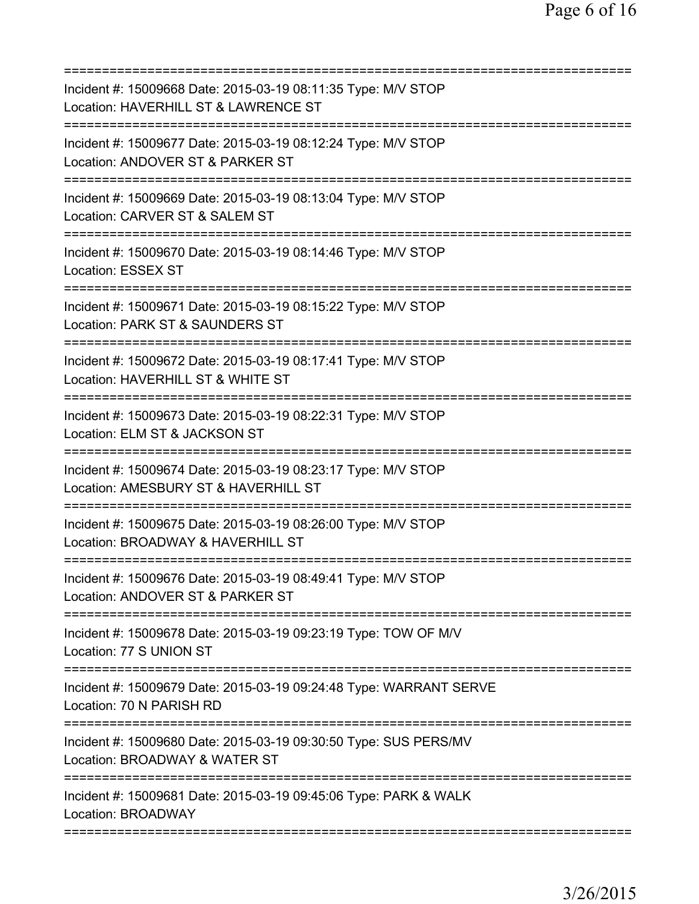===========================================================================

Incident #: 15009668 Date: 2015-03-19 08:11:35 Type: M/V STOP
Location: HAVERHILL ST & LAWRENCE ST

===========================================================================

Incident #: 15009677 Date: 2015-03-19 08:12:24 Type: M/V STOP
Location: ANDOVER ST & PARKER ST

===========================================================================

Incident #: 15009669 Date: 2015-03-19 08:13:04 Type: M/V STOP
Location: CARVER ST & SALEM ST

===========================================================================

Incident #: 15009670 Date: 2015-03-19 08:14:46 Type: M/V STOP
Location: ESSEX ST

===========================================================================

Incident #: 15009671 Date: 2015-03-19 08:15:22 Type: M/V STOP
Location: PARK ST & SAUNDERS ST

===========================================================================

Incident #: 15009672 Date: 2015-03-19 08:17:41 Type: M/V STOP
Location: HAVERHILL ST & WHITE ST

===========================================================================

Incident #: 15009673 Date: 2015-03-19 08:22:31 Type: M/V STOP
Location: ELM ST & JACKSON ST

===========================================================================

Incident #: 15009674 Date: 2015-03-19 08:23:17 Type: M/V STOP
Location: AMESBURY ST & HAVERHILL ST

===========================================================================

Incident #: 15009675 Date: 2015-03-19 08:26:00 Type: M/V STOP
Location: BROADWAY & HAVERHILL ST

===========================================================================

Incident #: 15009676 Date: 2015-03-19 08:49:41 Type: M/V STOP
Location: ANDOVER ST & PARKER ST

===========================================================================

Incident #: 15009678 Date: 2015-03-19 09:23:19 Type: TOW OF M/V
Location: 77 S UNION ST

===========================================================================

Incident #: 15009679 Date: 2015-03-19 09:24:48 Type: WARRANT SERVE
Location: 70 N PARISH RD

===========================================================================

Incident #: 15009680 Date: 2015-03-19 09:30:50 Type: SUS PERS/MV
Location: BROADWAY & WATER ST

===========================================================================

Incident #: 15009681 Date: 2015-03-19 09:45:06 Type: PARK & WALK
Location: BROADWAY

===========================================================================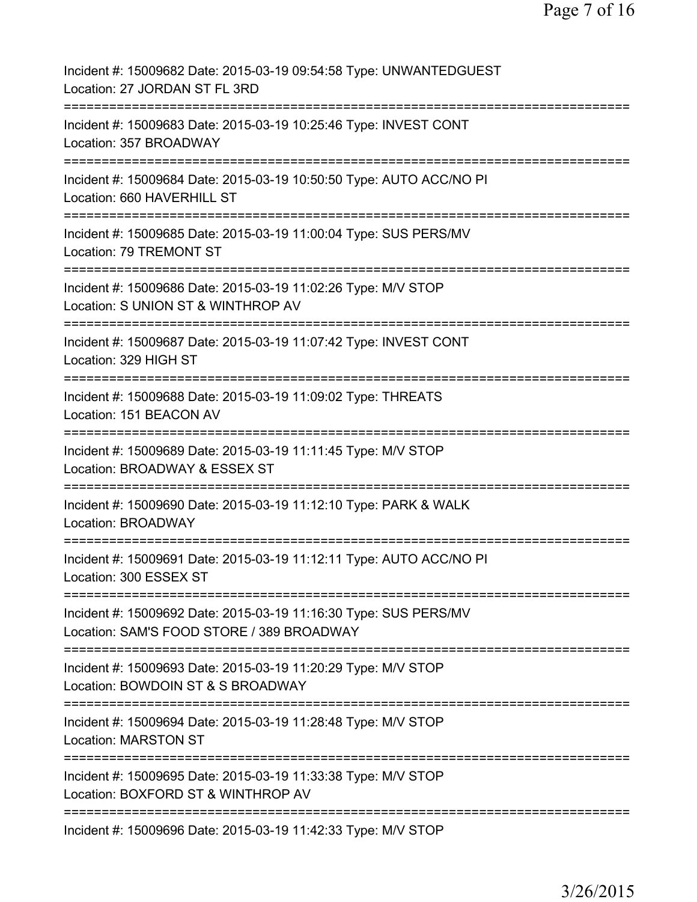Incident #: 15009682 Date: 2015-03-19 09:54:58 Type: UNWANTEDGUEST
Location: 27 JORDAN ST FL 3RD

===========================================================================

Incident #: 15009683 Date: 2015-03-19 10:25:46 Type: INVEST CONT
Location: 357 BROADWAY

===========================================================================

Incident #: 15009684 Date: 2015-03-19 10:50:50 Type: AUTO ACC/NO PI
Location: 660 HAVERHILL ST

===========================================================================

Incident #: 15009685 Date: 2015-03-19 11:00:04 Type: SUS PERS/MV
Location: 79 TREMONT ST

===========================================================================

Incident #: 15009686 Date: 2015-03-19 11:02:26 Type: M/V STOP
Location: S UNION ST & WINTHROP AV

===========================================================================

Incident #: 15009687 Date: 2015-03-19 11:07:42 Type: INVEST CONT
Location: 329 HIGH ST

===========================================================================

Incident #: 15009688 Date: 2015-03-19 11:09:02 Type: THREATS
Location: 151 BEACON AV

===========================================================================

Incident #: 15009689 Date: 2015-03-19 11:11:45 Type: M/V STOP
Location: BROADWAY & ESSEX ST

===========================================================================

Incident #: 15009690 Date: 2015-03-19 11:12:10 Type: PARK & WALK
Location: BROADWAY

===========================================================================

Incident #: 15009691 Date: 2015-03-19 11:12:11 Type: AUTO ACC/NO PI
Location: 300 ESSEX ST

===========================================================================

Incident #: 15009692 Date: 2015-03-19 11:16:30 Type: SUS PERS/MV
Location: SAM'S FOOD STORE / 389 BROADWAY

===========================================================================

Incident #: 15009693 Date: 2015-03-19 11:20:29 Type: M/V STOP
Location: BOWDOIN ST & S BROADWAY

===========================================================================

Incident #: 15009694 Date: 2015-03-19 11:28:48 Type: M/V STOP
Location: MARSTON ST

===========================================================================

Incident #: 15009695 Date: 2015-03-19 11:33:38 Type: M/V STOP
Location: BOXFORD ST & WINTHROP AV

===========================================================================

Incident #: 15009696 Date: 2015-03-19 11:42:33 Type: M/V STOP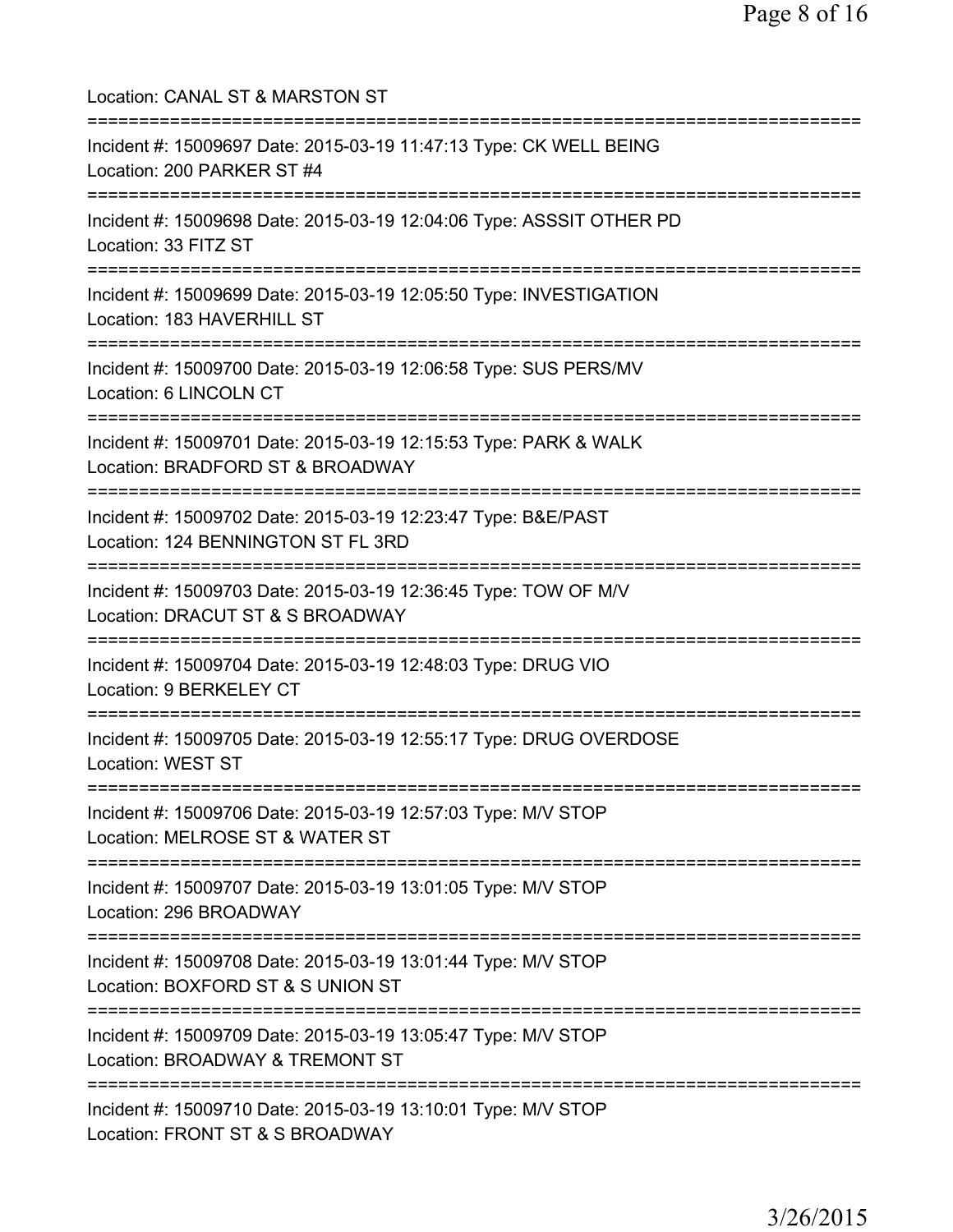Location: CANAL ST & MARSTON ST

===========================================================================

Incident #: 15009697 Date: 2015-03-19 11:47:13 Type: CK WELL BEING
Location: 200 PARKER ST #4

===========================================================================

Incident #: 15009698 Date: 2015-03-19 12:04:06 Type: ASSSIT OTHER PD
Location: 33 FITZ ST

===========================================================================

Incident #: 15009699 Date: 2015-03-19 12:05:50 Type: INVESTIGATION
Location: 183 HAVERHILL ST

===========================================================================

Incident #: 15009700 Date: 2015-03-19 12:06:58 Type: SUS PERS/MV
Location: 6 LINCOLN CT

===========================================================================

Incident #: 15009701 Date: 2015-03-19 12:15:53 Type: PARK & WALK
Location: BRADFORD ST & BROADWAY

===========================================================================

Incident #: 15009702 Date: 2015-03-19 12:23:47 Type: B&E/PAST
Location: 124 BENNINGTON ST FL 3RD

===========================================================================

Incident #: 15009703 Date: 2015-03-19 12:36:45 Type: TOW OF M/V
Location: DRACUT ST & S BROADWAY

===========================================================================

Incident #: 15009704 Date: 2015-03-19 12:48:03 Type: DRUG VIO
Location: 9 BERKELEY CT

===========================================================================

Incident #: 15009705 Date: 2015-03-19 12:55:17 Type: DRUG OVERDOSE
Location: WEST ST

===========================================================================

Incident #: 15009706 Date: 2015-03-19 12:57:03 Type: M/V STOP
Location: MELROSE ST & WATER ST

===========================================================================

Incident #: 15009707 Date: 2015-03-19 13:01:05 Type: M/V STOP
Location: 296 BROADWAY

===========================================================================

Incident #: 15009708 Date: 2015-03-19 13:01:44 Type: M/V STOP
Location: BOXFORD ST & S UNION ST

===========================================================================

Incident #: 15009709 Date: 2015-03-19 13:05:47 Type: M/V STOP
Location: BROADWAY & TREMONT ST

===========================================================================

Incident #: 15009710 Date: 2015-03-19 13:10:01 Type: M/V STOP
Location: FRONT ST & S BROADWAY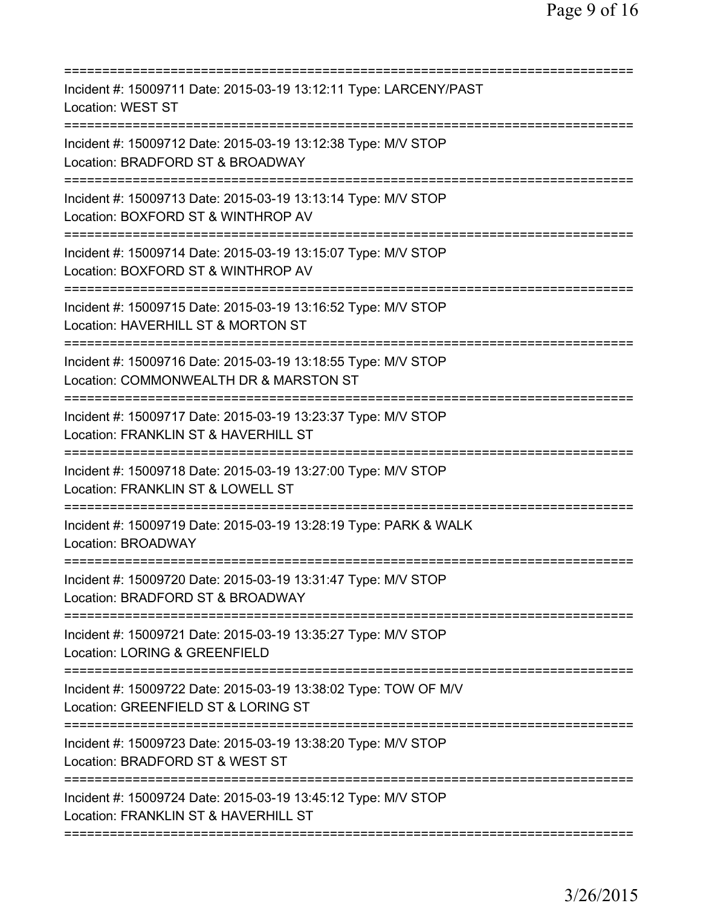===========================================================================

Incident #: 15009711 Date: 2015-03-19 13:12:11 Type: LARCENY/PAST
Location: WEST ST

===========================================================================

Incident #: 15009712 Date: 2015-03-19 13:12:38 Type: M/V STOP
Location: BRADFORD ST & BROADWAY

===========================================================================

Incident #: 15009713 Date: 2015-03-19 13:13:14 Type: M/V STOP
Location: BOXFORD ST & WINTHROP AV

===========================================================================

Incident #: 15009714 Date: 2015-03-19 13:15:07 Type: M/V STOP
Location: BOXFORD ST & WINTHROP AV

===========================================================================

Incident #: 15009715 Date: 2015-03-19 13:16:52 Type: M/V STOP
Location: HAVERHILL ST & MORTON ST

===========================================================================

Incident #: 15009716 Date: 2015-03-19 13:18:55 Type: M/V STOP
Location: COMMONWEALTH DR & MARSTON ST

===========================================================================

Incident #: 15009717 Date: 2015-03-19 13:23:37 Type: M/V STOP
Location: FRANKLIN ST & HAVERHILL ST

===========================================================================

Incident #: 15009718 Date: 2015-03-19 13:27:00 Type: M/V STOP
Location: FRANKLIN ST & LOWELL ST

===========================================================================

Incident #: 15009719 Date: 2015-03-19 13:28:19 Type: PARK & WALK
Location: BROADWAY

===========================================================================

Incident #: 15009720 Date: 2015-03-19 13:31:47 Type: M/V STOP
Location: BRADFORD ST & BROADWAY

===========================================================================

Incident #: 15009721 Date: 2015-03-19 13:35:27 Type: M/V STOP
Location: LORING & GREENFIELD

===========================================================================

Incident #: 15009722 Date: 2015-03-19 13:38:02 Type: TOW OF M/V
Location: GREENFIELD ST & LORING ST

===========================================================================

Incident #: 15009723 Date: 2015-03-19 13:38:20 Type: M/V STOP
Location: BRADFORD ST & WEST ST

===========================================================================

Incident #: 15009724 Date: 2015-03-19 13:45:12 Type: M/V STOP
Location: FRANKLIN ST & HAVERHILL ST

===========================================================================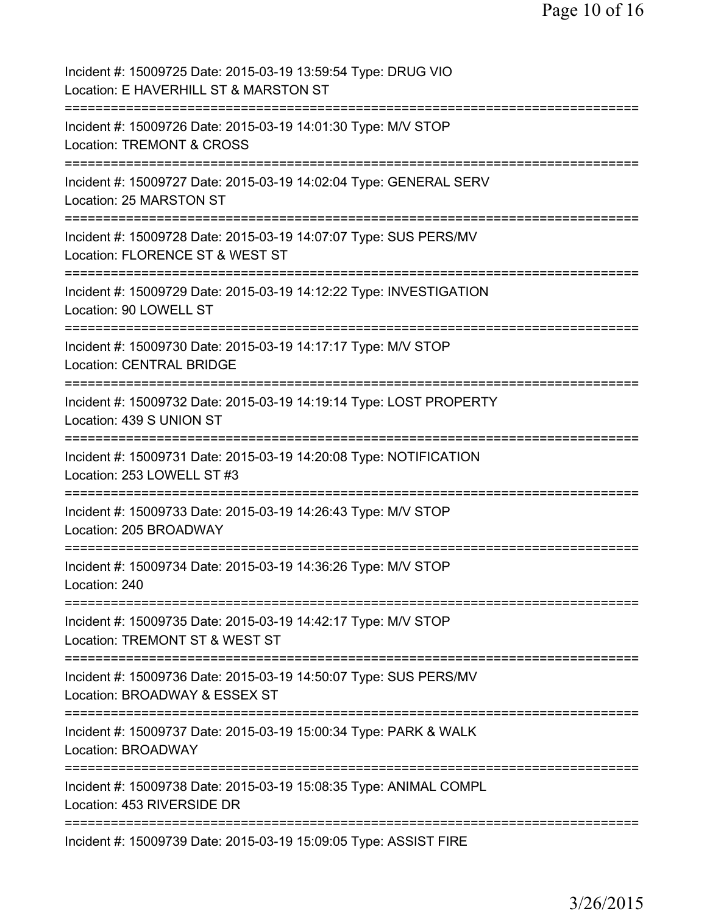Incident #: 15009725 Date: 2015-03-19 13:59:54 Type: DRUG VIO
Location: E HAVERHILL ST & MARSTON ST
===========================================================================
Incident #: 15009726 Date: 2015-03-19 14:01:30 Type: M/V STOP
Location: TREMONT & CROSS
===========================================================================
Incident #: 15009727 Date: 2015-03-19 14:02:04 Type: GENERAL SERV
Location: 25 MARSTON ST
===========================================================================
Incident #: 15009728 Date: 2015-03-19 14:07:07 Type: SUS PERS/MV
Location: FLORENCE ST & WEST ST
===========================================================================
Incident #: 15009729 Date: 2015-03-19 14:12:22 Type: INVESTIGATION
Location: 90 LOWELL ST
===========================================================================
Incident #: 15009730 Date: 2015-03-19 14:17:17 Type: M/V STOP
Location: CENTRAL BRIDGE
===========================================================================
Incident #: 15009732 Date: 2015-03-19 14:19:14 Type: LOST PROPERTY
Location: 439 S UNION ST
===========================================================================
Incident #: 15009731 Date: 2015-03-19 14:20:08 Type: NOTIFICATION
Location: 253 LOWELL ST #3
===========================================================================
Incident #: 15009733 Date: 2015-03-19 14:26:43 Type: M/V STOP
Location: 205 BROADWAY
===========================================================================
Incident #: 15009734 Date: 2015-03-19 14:36:26 Type: M/V STOP
Location: 240
===========================================================================
Incident #: 15009735 Date: 2015-03-19 14:42:17 Type: M/V STOP
Location: TREMONT ST & WEST ST
===========================================================================
Incident #: 15009736 Date: 2015-03-19 14:50:07 Type: SUS PERS/MV
Location: BROADWAY & ESSEX ST
===========================================================================
Incident #: 15009737 Date: 2015-03-19 15:00:34 Type: PARK & WALK
Location: BROADWAY
===========================================================================
Incident #: 15009738 Date: 2015-03-19 15:08:35 Type: ANIMAL COMPL
Location: 453 RIVERSIDE DR
===========================================================================
Incident #: 15009739 Date: 2015-03-19 15:09:05 Type: ASSIST FIRE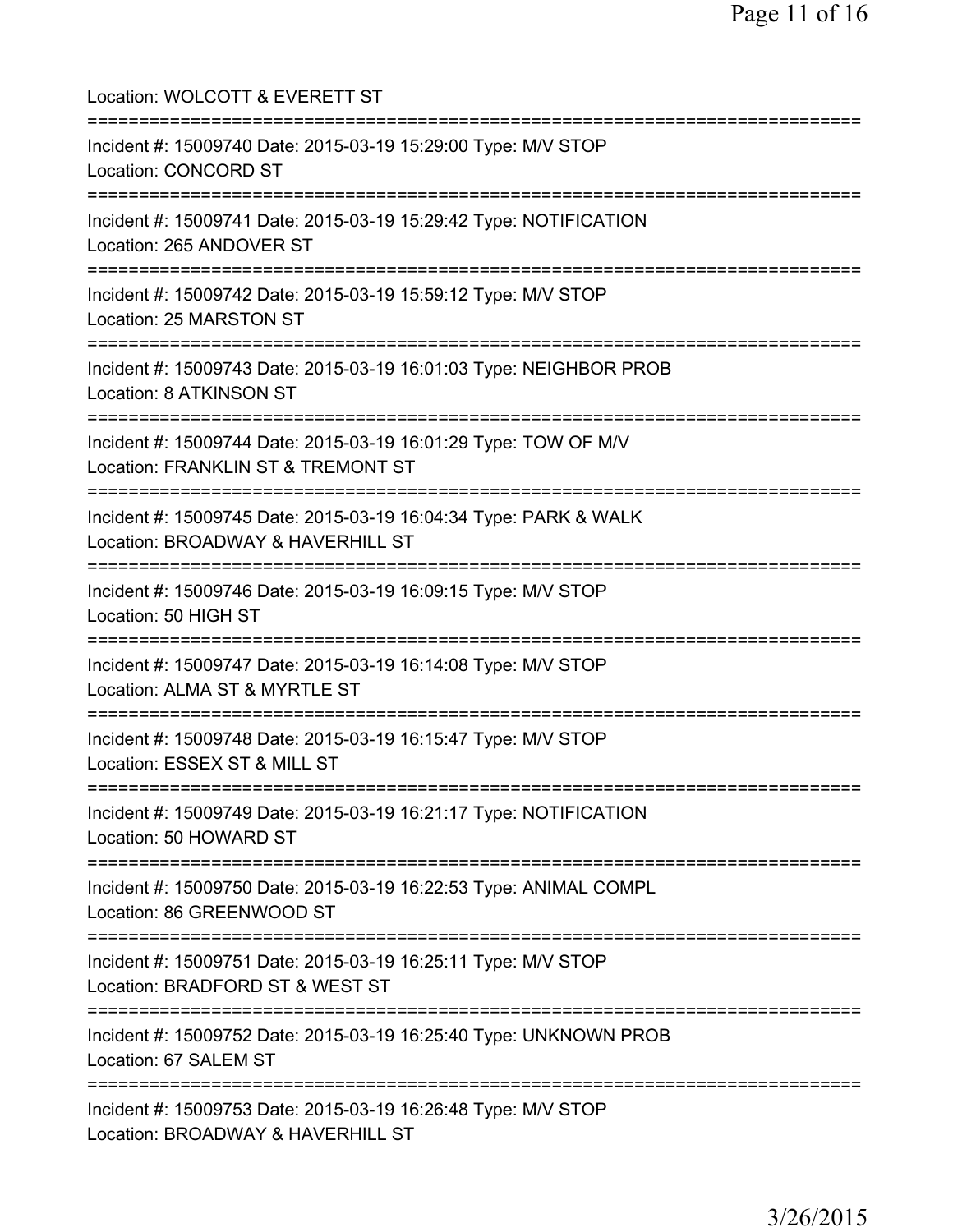Location: WOLCOTT & EVERETT ST

===========================================================================

Incident #: 15009740 Date: 2015-03-19 15:29:00 Type: M/V STOP
Location: CONCORD ST

===========================================================================

Incident #: 15009741 Date: 2015-03-19 15:29:42 Type: NOTIFICATION
Location: 265 ANDOVER ST

===========================================================================

Incident #: 15009742 Date: 2015-03-19 15:59:12 Type: M/V STOP
Location: 25 MARSTON ST

===========================================================================

Incident #: 15009743 Date: 2015-03-19 16:01:03 Type: NEIGHBOR PROB
Location: 8 ATKINSON ST

===========================================================================

Incident #: 15009744 Date: 2015-03-19 16:01:29 Type: TOW OF M/V
Location: FRANKLIN ST & TREMONT ST

===========================================================================

Incident #: 15009745 Date: 2015-03-19 16:04:34 Type: PARK & WALK
Location: BROADWAY & HAVERHILL ST

===========================================================================

Incident #: 15009746 Date: 2015-03-19 16:09:15 Type: M/V STOP
Location: 50 HIGH ST

===========================================================================

Incident #: 15009747 Date: 2015-03-19 16:14:08 Type: M/V STOP
Location: ALMA ST & MYRTLE ST

===========================================================================

Incident #: 15009748 Date: 2015-03-19 16:15:47 Type: M/V STOP
Location: ESSEX ST & MILL ST

===========================================================================

Incident #: 15009749 Date: 2015-03-19 16:21:17 Type: NOTIFICATION
Location: 50 HOWARD ST

===========================================================================

Incident #: 15009750 Date: 2015-03-19 16:22:53 Type: ANIMAL COMPL
Location: 86 GREENWOOD ST

===========================================================================

Incident #: 15009751 Date: 2015-03-19 16:25:11 Type: M/V STOP
Location: BRADFORD ST & WEST ST

===========================================================================

Incident #: 15009752 Date: 2015-03-19 16:25:40 Type: UNKNOWN PROB
Location: 67 SALEM ST

===========================================================================

Incident #: 15009753 Date: 2015-03-19 16:26:48 Type: M/V STOP
Location: BROADWAY & HAVERHILL ST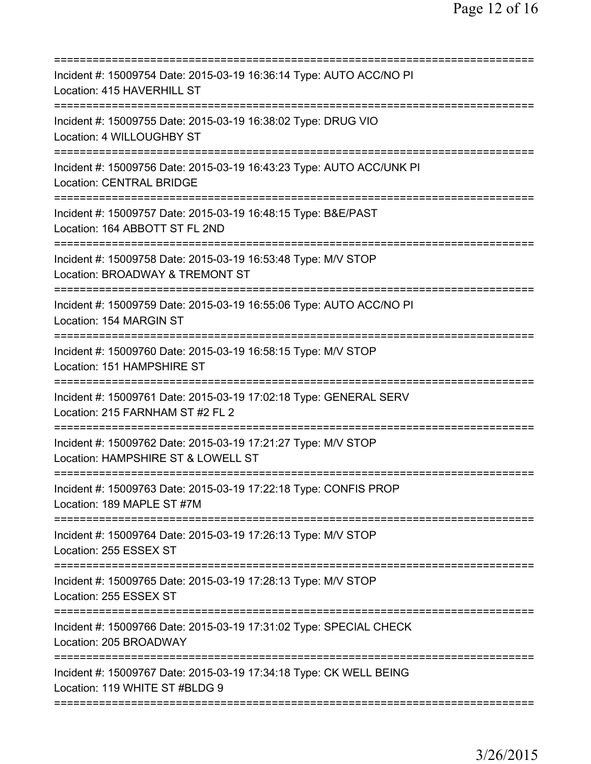===========================================================================
Incident #: 15009754 Date: 2015-03-19 16:36:14 Type: AUTO ACC/NO PI
Location: 415 HAVERHILL ST
===========================================================================
Incident #: 15009755 Date: 2015-03-19 16:38:02 Type: DRUG VIO
Location: 4 WILLOUGHBY ST
===========================================================================
Incident #: 15009756 Date: 2015-03-19 16:43:23 Type: AUTO ACC/UNK PI
Location: CENTRAL BRIDGE
===========================================================================
Incident #: 15009757 Date: 2015-03-19 16:48:15 Type: B&E/PAST
Location: 164 ABBOTT ST FL 2ND
===========================================================================
Incident #: 15009758 Date: 2015-03-19 16:53:48 Type: M/V STOP
Location: BROADWAY & TREMONT ST
===========================================================================
Incident #: 15009759 Date: 2015-03-19 16:55:06 Type: AUTO ACC/NO PI
Location: 154 MARGIN ST
===========================================================================
Incident #: 15009760 Date: 2015-03-19 16:58:15 Type: M/V STOP
Location: 151 HAMPSHIRE ST
===========================================================================
Incident #: 15009761 Date: 2015-03-19 17:02:18 Type: GENERAL SERV
Location: 215 FARNHAM ST #2 FL 2
===========================================================================
Incident #: 15009762 Date: 2015-03-19 17:21:27 Type: M/V STOP
Location: HAMPSHIRE ST & LOWELL ST
===========================================================================
Incident #: 15009763 Date: 2015-03-19 17:22:18 Type: CONFIS PROP
Location: 189 MAPLE ST #7M
===========================================================================
Incident #: 15009764 Date: 2015-03-19 17:26:13 Type: M/V STOP
Location: 255 ESSEX ST
===========================================================================
Incident #: 15009765 Date: 2015-03-19 17:28:13 Type: M/V STOP
Location: 255 ESSEX ST
===========================================================================
Incident #: 15009766 Date: 2015-03-19 17:31:02 Type: SPECIAL CHECK
Location: 205 BROADWAY
===========================================================================
Incident #: 15009767 Date: 2015-03-19 17:34:18 Type: CK WELL BEING
Location: 119 WHITE ST #BLDG 9
===========================================================================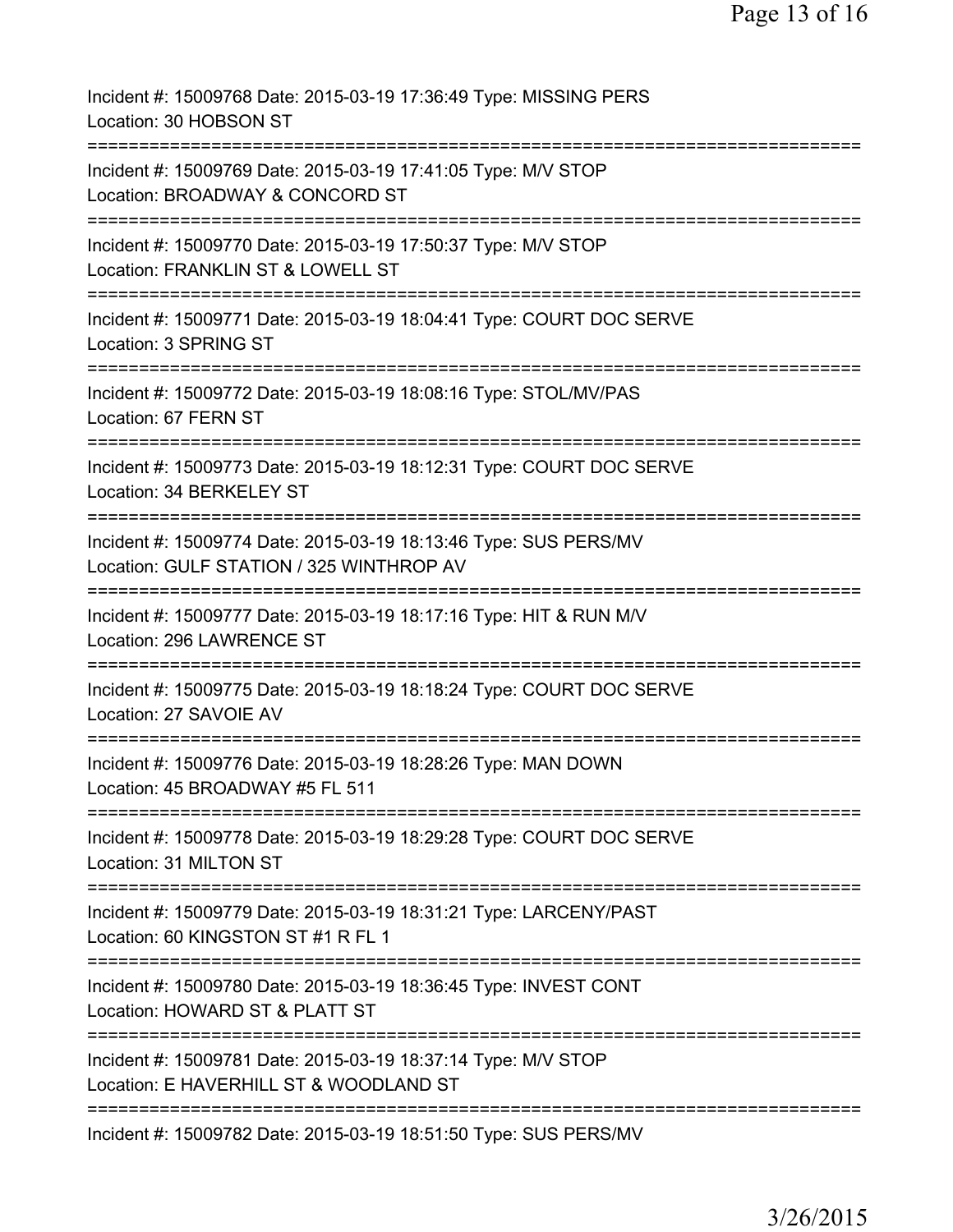Incident #: 15009768 Date: 2015-03-19 17:36:49 Type: MISSING PERS
Location: 30 HOBSON ST

===========================================================================

Incident #: 15009769 Date: 2015-03-19 17:41:05 Type: M/V STOP
Location: BROADWAY & CONCORD ST

===========================================================================

Incident #: 15009770 Date: 2015-03-19 17:50:37 Type: M/V STOP
Location: FRANKLIN ST & LOWELL ST

===========================================================================

Incident #: 15009771 Date: 2015-03-19 18:04:41 Type: COURT DOC SERVE
Location: 3 SPRING ST

===========================================================================

Incident #: 15009772 Date: 2015-03-19 18:08:16 Type: STOL/MV/PAS
Location: 67 FERN ST

===========================================================================

Incident #: 15009773 Date: 2015-03-19 18:12:31 Type: COURT DOC SERVE
Location: 34 BERKELEY ST

===========================================================================

Incident #: 15009774 Date: 2015-03-19 18:13:46 Type: SUS PERS/MV
Location: GULF STATION / 325 WINTHROP AV

===========================================================================

Incident #: 15009777 Date: 2015-03-19 18:17:16 Type: HIT & RUN M/V
Location: 296 LAWRENCE ST

===========================================================================

Incident #: 15009775 Date: 2015-03-19 18:18:24 Type: COURT DOC SERVE
Location: 27 SAVOIE AV

===========================================================================

Incident #: 15009776 Date: 2015-03-19 18:28:26 Type: MAN DOWN
Location: 45 BROADWAY #5 FL 511

===========================================================================

Incident #: 15009778 Date: 2015-03-19 18:29:28 Type: COURT DOC SERVE
Location: 31 MILTON ST

===========================================================================

Incident #: 15009779 Date: 2015-03-19 18:31:21 Type: LARCENY/PAST
Location: 60 KINGSTON ST #1 R FL 1

===========================================================================

Incident #: 15009780 Date: 2015-03-19 18:36:45 Type: INVEST CONT
Location: HOWARD ST & PLATT ST

===========================================================================

Incident #: 15009781 Date: 2015-03-19 18:37:14 Type: M/V STOP
Location: E HAVERHILL ST & WOODLAND ST

===========================================================================

Incident #: 15009782 Date: 2015-03-19 18:51:50 Type: SUS PERS/MV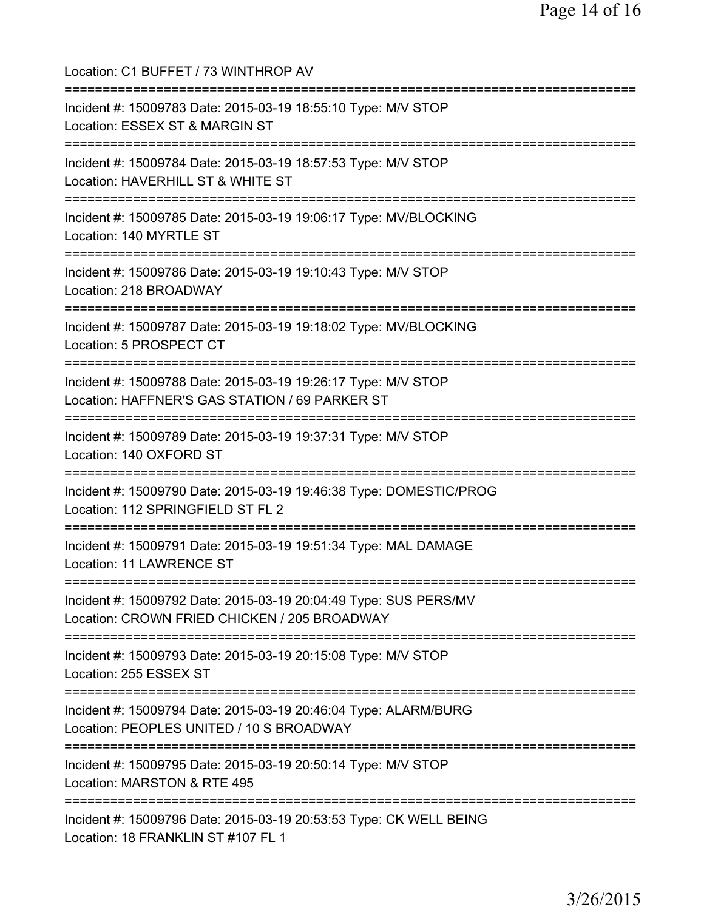Location: C1 BUFFET / 73 WINTHROP AV

===========================================================================

Incident #: 15009783 Date: 2015-03-19 18:55:10 Type: M/V STOP
Location: ESSEX ST & MARGIN ST

===========================================================================

Incident #: 15009784 Date: 2015-03-19 18:57:53 Type: M/V STOP
Location: HAVERHILL ST & WHITE ST

===========================================================================

Incident #: 15009785 Date: 2015-03-19 19:06:17 Type: MV/BLOCKING
Location: 140 MYRTLE ST

===========================================================================

Incident #: 15009786 Date: 2015-03-19 19:10:43 Type: M/V STOP
Location: 218 BROADWAY

===========================================================================

Incident #: 15009787 Date: 2015-03-19 19:18:02 Type: MV/BLOCKING
Location: 5 PROSPECT CT

===========================================================================

Incident #: 15009788 Date: 2015-03-19 19:26:17 Type: M/V STOP
Location: HAFFNER'S GAS STATION / 69 PARKER ST

===========================================================================

Incident #: 15009789 Date: 2015-03-19 19:37:31 Type: M/V STOP
Location: 140 OXFORD ST

===========================================================================

Incident #: 15009790 Date: 2015-03-19 19:46:38 Type: DOMESTIC/PROG
Location: 112 SPRINGFIELD ST FL 2

===========================================================================

Incident #: 15009791 Date: 2015-03-19 19:51:34 Type: MAL DAMAGE
Location: 11 LAWRENCE ST

===========================================================================

Incident #: 15009792 Date: 2015-03-19 20:04:49 Type: SUS PERS/MV
Location: CROWN FRIED CHICKEN / 205 BROADWAY

===========================================================================

Incident #: 15009793 Date: 2015-03-19 20:15:08 Type: M/V STOP
Location: 255 ESSEX ST

===========================================================================

Incident #: 15009794 Date: 2015-03-19 20:46:04 Type: ALARM/BURG
Location: PEOPLES UNITED / 10 S BROADWAY

===========================================================================

Incident #: 15009795 Date: 2015-03-19 20:50:14 Type: M/V STOP
Location: MARSTON & RTE 495

===========================================================================

Incident #: 15009796 Date: 2015-03-19 20:53:53 Type: CK WELL BEING
Location: 18 FRANKLIN ST #107 FL 1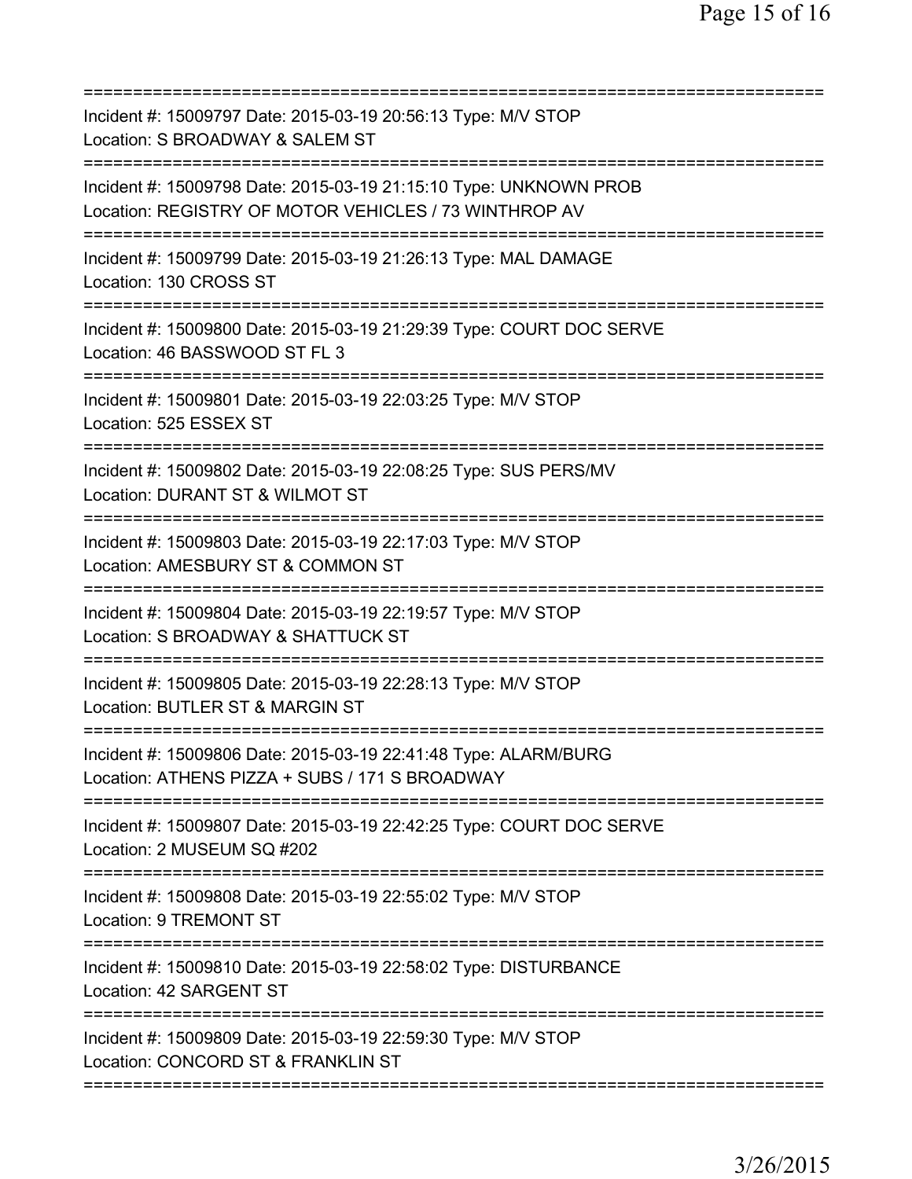===========================================================================

Incident #: 15009797 Date: 2015-03-19 20:56:13 Type: M/V STOP
Location: S BROADWAY & SALEM ST

===========================================================================

Incident #: 15009798 Date: 2015-03-19 21:15:10 Type: UNKNOWN PROB
Location: REGISTRY OF MOTOR VEHICLES / 73 WINTHROP AV

===========================================================================

Incident #: 15009799 Date: 2015-03-19 21:26:13 Type: MAL DAMAGE
Location: 130 CROSS ST

===========================================================================

Incident #: 15009800 Date: 2015-03-19 21:29:39 Type: COURT DOC SERVE
Location: 46 BASSWOOD ST FL 3

===========================================================================

Incident #: 15009801 Date: 2015-03-19 22:03:25 Type: M/V STOP
Location: 525 ESSEX ST

===========================================================================

Incident #: 15009802 Date: 2015-03-19 22:08:25 Type: SUS PERS/MV
Location: DURANT ST & WILMOT ST

===========================================================================

Incident #: 15009803 Date: 2015-03-19 22:17:03 Type: M/V STOP
Location: AMESBURY ST & COMMON ST

===========================================================================

Incident #: 15009804 Date: 2015-03-19 22:19:57 Type: M/V STOP
Location: S BROADWAY & SHATTUCK ST

===========================================================================

Incident #: 15009805 Date: 2015-03-19 22:28:13 Type: M/V STOP
Location: BUTLER ST & MARGIN ST

===========================================================================

Incident #: 15009806 Date: 2015-03-19 22:41:48 Type: ALARM/BURG
Location: ATHENS PIZZA + SUBS / 171 S BROADWAY

===========================================================================

Incident #: 15009807 Date: 2015-03-19 22:42:25 Type: COURT DOC SERVE
Location: 2 MUSEUM SQ #202

===========================================================================

Incident #: 15009808 Date: 2015-03-19 22:55:02 Type: M/V STOP
Location: 9 TREMONT ST

===========================================================================

Incident #: 15009810 Date: 2015-03-19 22:58:02 Type: DISTURBANCE
Location: 42 SARGENT ST

===========================================================================

Incident #: 15009809 Date: 2015-03-19 22:59:30 Type: M/V STOP
Location: CONCORD ST & FRANKLIN ST

===========================================================================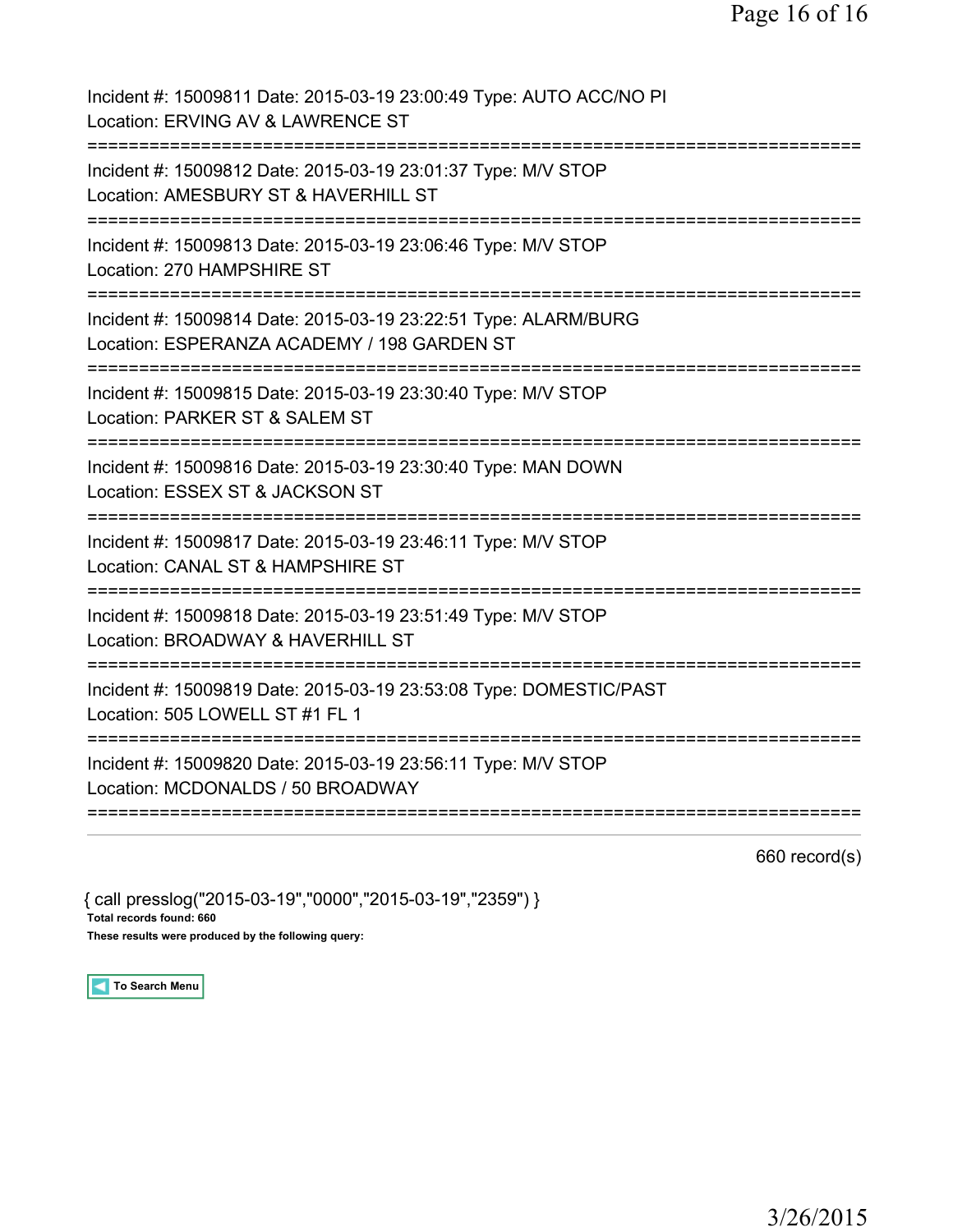Incident #: 15009811 Date: 2015-03-19 23:00:49 Type: AUTO ACC/NO PI
Location: ERVING AV & LAWRENCE ST

===========================================================================

Incident #: 15009812 Date: 2015-03-19 23:01:37 Type: M/V STOP
Location: AMESBURY ST & HAVERHILL ST

===========================================================================

Incident #: 15009813 Date: 2015-03-19 23:06:46 Type: M/V STOP
Location: 270 HAMPSHIRE ST

===========================================================================

Incident #: 15009814 Date: 2015-03-19 23:22:51 Type: ALARM/BURG
Location: ESPERANZA ACADEMY / 198 GARDEN ST

===========================================================================

Incident #: 15009815 Date: 2015-03-19 23:30:40 Type: M/V STOP
Location: PARKER ST & SALEM ST

===========================================================================

Incident #: 15009816 Date: 2015-03-19 23:30:40 Type: MAN DOWN
Location: ESSEX ST & JACKSON ST

===========================================================================

Incident #: 15009817 Date: 2015-03-19 23:46:11 Type: M/V STOP
Location: CANAL ST & HAMPSHIRE ST

===========================================================================

Incident #: 15009818 Date: 2015-03-19 23:51:49 Type: M/V STOP
Location: BROADWAY & HAVERHILL ST

===========================================================================

Incident #: 15009819 Date: 2015-03-19 23:53:08 Type: DOMESTIC/PAST
Location: 505 LOWELL ST #1 FL 1

===========================================================================

Incident #: 15009820 Date: 2015-03-19 23:56:11 Type: M/V STOP
Location: MCDONALDS / 50 BROADWAY

===========================================================================

660 record(s)

{ call presslog("2015-03-19","0000","2015-03-19","2359") }

**Total records found: 660**

**These results were produced by the following query:**

To Search Menu